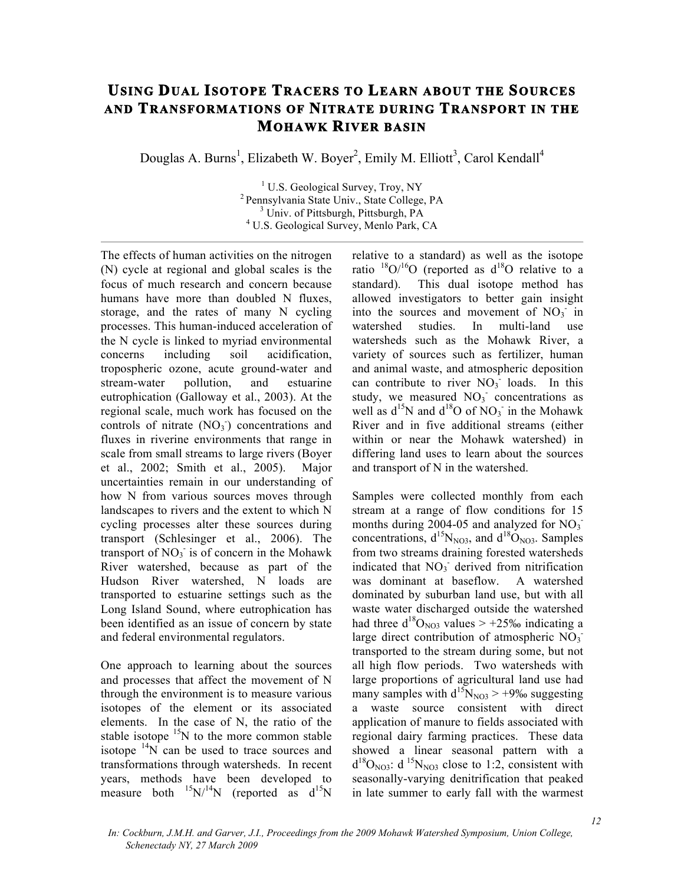# Using Dual Isotope Tracers to Learn about the Sources and Transformations of Nitrate during Transport in the Mohawk River basin

Douglas A. Burns[1], Elizabeth W. Boyer[2], Emily M. Elliott[3], Carol Kendall[4]

[1] U.S. Geological Survey, Troy, NY
[2] Pennsylvania State Univ., State College, PA
[3] Univ. of Pittsburgh, Pittsburgh, PA
[4] U.S. Geological Survey, Menlo Park, CA

---

The effects of human activities on the nitrogen (N) cycle at regional and global scales is the focus of much research and concern because humans have more than doubled N fluxes, storage, and the rates of many N cycling processes. This human-induced acceleration of the N cycle is linked to myriad environmental concerns including soil acidification, tropospheric ozone, acute ground-water and stream-water pollution, and estuarine eutrophication (Galloway et al., 2003). At the regional scale, much work has focused on the controls of nitrate ($NO_3^-$) concentrations and fluxes in riverine environments that range in scale from small streams to large rivers (Boyer et al., 2002; Smith et al., 2005). Major uncertainties remain in our understanding of how N from various sources moves through landscapes to rivers and the extent to which N cycling processes alter these sources during transport (Schlesinger et al., 2006). The transport of $NO_3^-$ is of concern in the Mohawk River watershed, because as part of the Hudson River watershed, N loads are transported to estuarine settings such as the Long Island Sound, where eutrophication has been identified as an issue of concern by state and federal environmental regulators.

One approach to learning about the sources and processes that affect the movement of N through the environment is to measure various isotopes of the element or its associated elements. In the case of N, the ratio of the stable isotope $^{15}N$ to the more common stable isotope $^{14}N$ can be used to trace sources and transformations through watersheds. In recent years, methods have been developed to measure both $^{15}N/^{14}N$ (reported as $d^{15}N$ relative to a standard) as well as the isotope ratio $^{18}O/^{16}O$ (reported as $d^{18}O$ relative to a standard). This dual isotope method has allowed investigators to better gain insight into the sources and movement of $NO_3^-$ in watershed studies. In multi-land use watersheds such as the Mohawk River, a variety of sources such as fertilizer, human and animal waste, and atmospheric deposition can contribute to river $NO_3^-$ loads. In this study, we measured $NO_3^-$ concentrations as well as $d^{15}N$ and $d^{18}O$ of $NO_3^-$ in the Mohawk River and in five additional streams (either within or near the Mohawk watershed) in differing land uses to learn about the sources and transport of N in the watershed.

Samples were collected monthly from each stream at a range of flow conditions for 15 months during 2004-05 and analyzed for $NO_3^-$ concentrations, $d^{15}N_{NO3}$, and $d^{18}O_{NO3}$. Samples from two streams draining forested watersheds indicated that $NO_3^-$ derived from nitrification was dominant at baseflow. A watershed dominated by suburban land use, but with all waste water discharged outside the watershed had three $d^{18}O_{NO3}$ values > +25‰ indicating a large direct contribution of atmospheric $NO_3^-$ transported to the stream during some, but not all high flow periods. Two watersheds with large proportions of agricultural land use had many samples with $d^{15}N_{NO3}$ > +9‰ suggesting a waste source consistent with direct application of manure to fields associated with regional dairy farming practices. These data showed a linear seasonal pattern with a $d^{18}O_{NO3}$: $d^{15}N_{NO3}$ close to 1:2, consistent with seasonally-varying denitrification that peaked in late summer to early fall with the warmest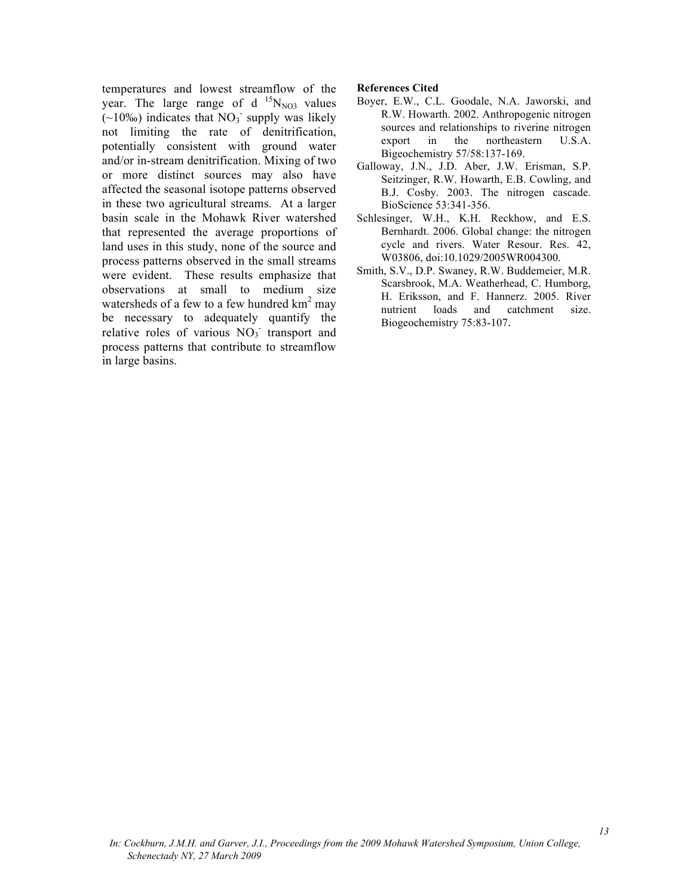temperatures and lowest streamflow of the year. The large range of d $^{15}N_{NO3}$ values (~10‰) indicates that $NO_3^-$ supply was likely not limiting the rate of denitrification, potentially consistent with ground water and/or in-stream denitrification. Mixing of two or more distinct sources may also have affected the seasonal isotope patterns observed in these two agricultural streams. At a larger basin scale in the Mohawk River watershed that represented the average proportions of land uses in this study, none of the source and process patterns observed in the small streams were evident. These results emphasize that observations at small to medium size watersheds of a few to a few hundred $km^2$ may be necessary to adequately quantify the relative roles of various $NO_3^-$ transport and process patterns that contribute to streamflow in large basins.

**References Cited**

Boyer, E.W., C.L. Goodale, N.A. Jaworski, and R.W. Howarth. 2002. Anthropogenic nitrogen sources and relationships to riverine nitrogen export in the northeastern U.S.A. Bigeochemistry 57/58:137-169.

Galloway, J.N., J.D. Aber, J.W. Erisman, S.P. Seitzinger, R.W. Howarth, E.B. Cowling, and B.J. Cosby. 2003. The nitrogen cascade. BioScience 53:341-356.

Schlesinger, W.H., K.H. Reckhow, and E.S. Bernhardt. 2006. Global change: the nitrogen cycle and rivers. Water Resour. Res. 42, W03806, doi:10.1029/2005WR004300.

Smith, S.V., D.P. Swaney, R.W. Buddemeier, M.R. Scarsbrook, M.A. Weatherhead, C. Humborg, H. Eriksson, and F. Hannerz. 2005. River nutrient loads and catchment size. Biogeochemistry 75:83-107.